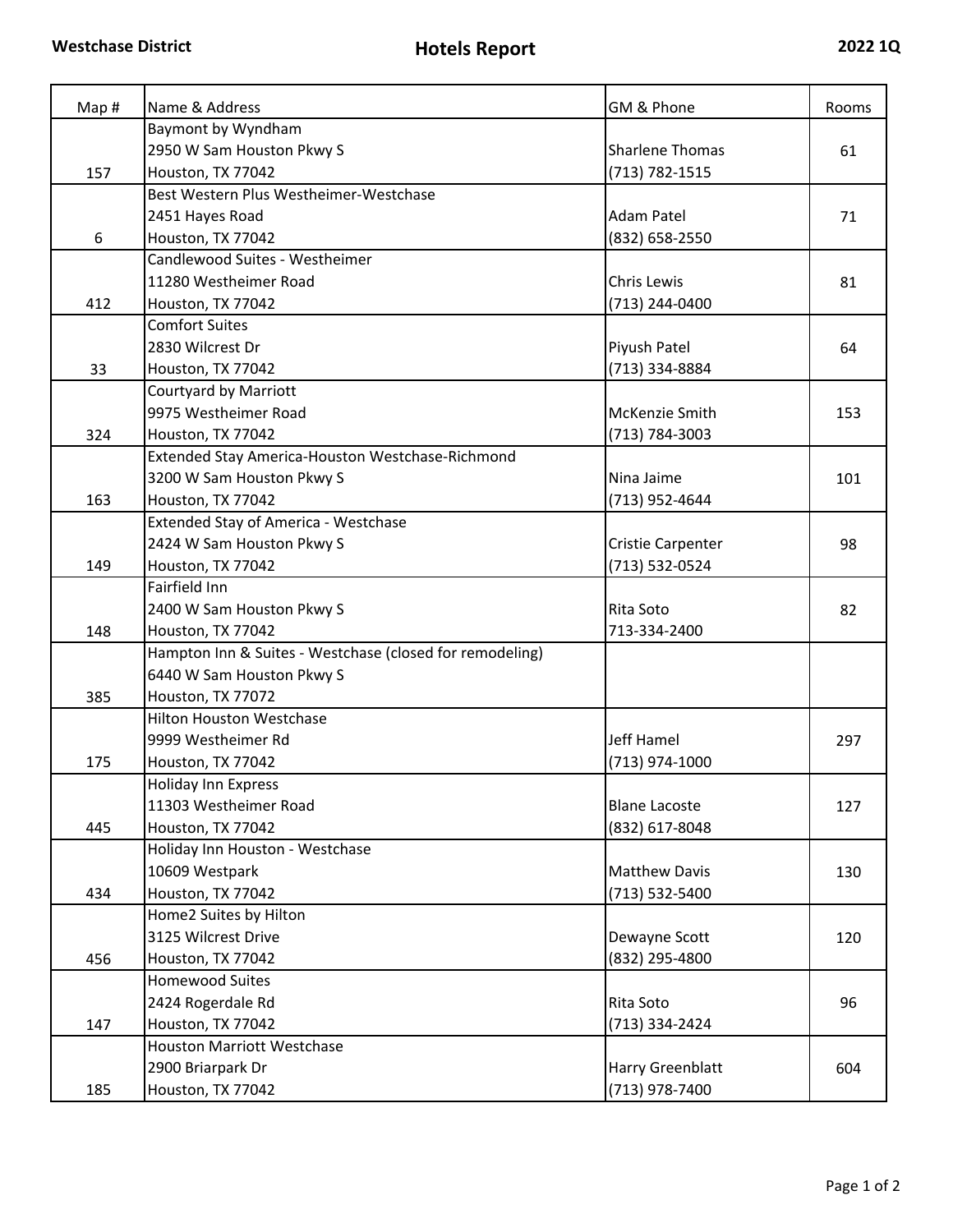**Westchase District** | **Hotels Report** | **2022 1Q**

| Map # | Name & Address | GM & Phone | Rooms |
|---|---|---|---|
| 157 | Baymont by Wyndham<br>2950 W Sam Houston Pkwy S<br>Houston, TX 77042 | Sharlene Thomas<br>(713) 782-1515 | 61 |
| 6 | Best Western Plus Westheimer-Westchase<br>2451 Hayes Road<br>Houston, TX 77042 | Adam Patel<br>(832) 658-2550 | 71 |
| 412 | Candlewood Suites - Westheimer<br>11280 Westheimer Road<br>Houston, TX 77042 | Chris Lewis<br>(713) 244-0400 | 81 |
| 33 | Comfort Suites<br>2830 Wilcrest Dr<br>Houston, TX 77042 | Piyush Patel<br>(713) 334-8884 | 64 |
| 324 | Courtyard by Marriott<br>9975 Westheimer Road<br>Houston, TX 77042 | McKenzie Smith<br>(713) 784-3003 | 153 |
| 163 | Extended Stay America-Houston Westchase-Richmond<br>3200 W Sam Houston Pkwy S<br>Houston, TX 77042 | Nina Jaime<br>(713) 952-4644 | 101 |
| 149 | Extended Stay of America - Westchase<br>2424 W Sam Houston Pkwy S<br>Houston, TX 77042 | Cristie Carpenter<br>(713) 532-0524 | 98 |
| 148 | Fairfield Inn<br>2400 W Sam Houston Pkwy S<br>Houston, TX 77042 | Rita Soto<br>713-334-2400 | 82 |
| 385 | Hampton Inn & Suites - Westchase (closed for remodeling)<br>6440 W Sam Houston Pkwy S<br>Houston, TX 77072 | | |
| 175 | Hilton Houston Westchase<br>9999 Westheimer Rd<br>Houston, TX 77042 | Jeff Hamel<br>(713) 974-1000 | 297 |
| 445 | Holiday Inn Express<br>11303 Westheimer Road<br>Houston, TX 77042 | Blane Lacoste<br>(832) 617-8048 | 127 |
| 434 | Holiday Inn Houston - Westchase<br>10609 Westpark<br>Houston, TX 77042 | Matthew Davis<br>(713) 532-5400 | 130 |
| 456 | Home2 Suites by Hilton<br>3125 Wilcrest Drive<br>Houston, TX 77042 | Dewayne Scott<br>(832) 295-4800 | 120 |
| 147 | Homewood Suites<br>2424 Rogerdale Rd<br>Houston, TX 77042 | Rita Soto<br>(713) 334-2424 | 96 |
| 185 | Houston Marriott Westchase<br>2900 Briarpark Dr<br>Houston, TX 77042 | Harry Greenblatt<br>(713) 978-7400 | 604 |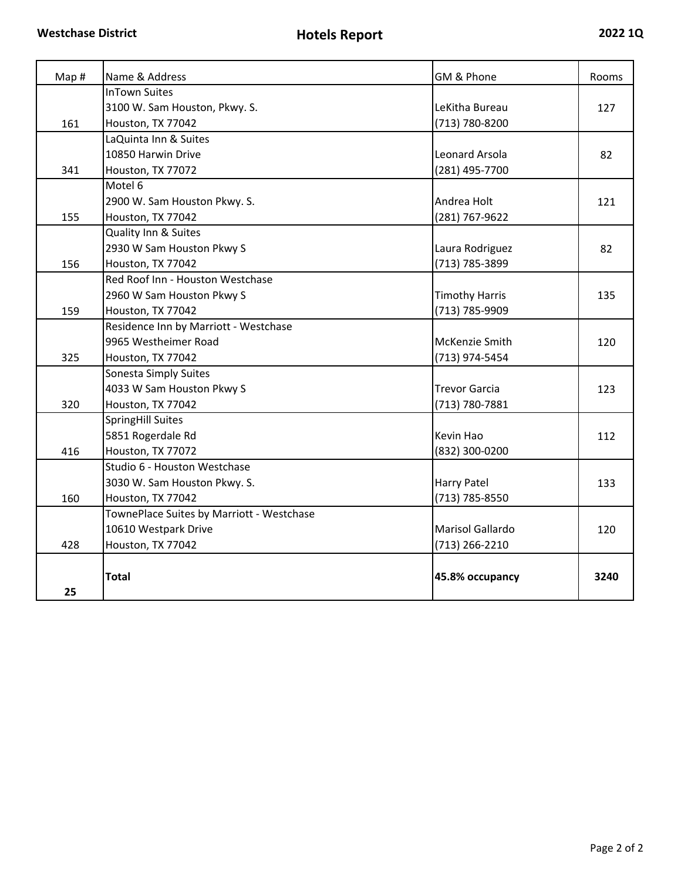| Map # | Name & Address | GM & Phone | Rooms |
|---|---|---|---|
| 161 | InTown Suites<br>3100 W. Sam Houston, Pkwy. S.<br>Houston, TX 77042 | LeKitha Bureau<br>(713) 780-8200 | 127 |
| 341 | LaQuinta Inn & Suites<br>10850 Harwin Drive<br>Houston, TX 77072 | Leonard Arsola<br>(281) 495-7700 | 82 |
| 155 | Motel 6<br>2900 W. Sam Houston Pkwy. S.<br>Houston, TX 77042 | Andrea Holt<br>(281) 767-9622 | 121 |
| 156 | Quality Inn & Suites<br>2930 W Sam Houston Pkwy S<br>Houston, TX 77042 | Laura Rodriguez<br>(713) 785-3899 | 82 |
| 159 | Red Roof Inn - Houston Westchase<br>2960 W Sam Houston Pkwy S<br>Houston, TX 77042 | Timothy Harris<br>(713) 785-9909 | 135 |
| 325 | Residence Inn by Marriott - Westchase<br>9965 Westheimer Road<br>Houston, TX 77042 | McKenzie Smith<br>(713) 974-5454 | 120 |
| 320 | Sonesta Simply Suites<br>4033 W Sam Houston Pkwy S<br>Houston, TX 77042 | Trevor Garcia<br>(713) 780-7881 | 123 |
| 416 | SpringHill Suites<br>5851 Rogerdale Rd<br>Houston, TX 77072 | Kevin Hao<br>(832) 300-0200 | 112 |
| 160 | Studio 6 - Houston Westchase<br>3030 W. Sam Houston Pkwy. S.<br>Houston, TX 77042 | Harry Patel<br>(713) 785-8550 | 133 |
| 428 | TownePlace Suites by Marriott - Westchase<br>10610 Westpark Drive<br>Houston, TX 77042 | Marisol Gallardo<br>(713) 266-2210 | 120 |
| **25** | **Total** | **45.8% occupancy** | **3240** |